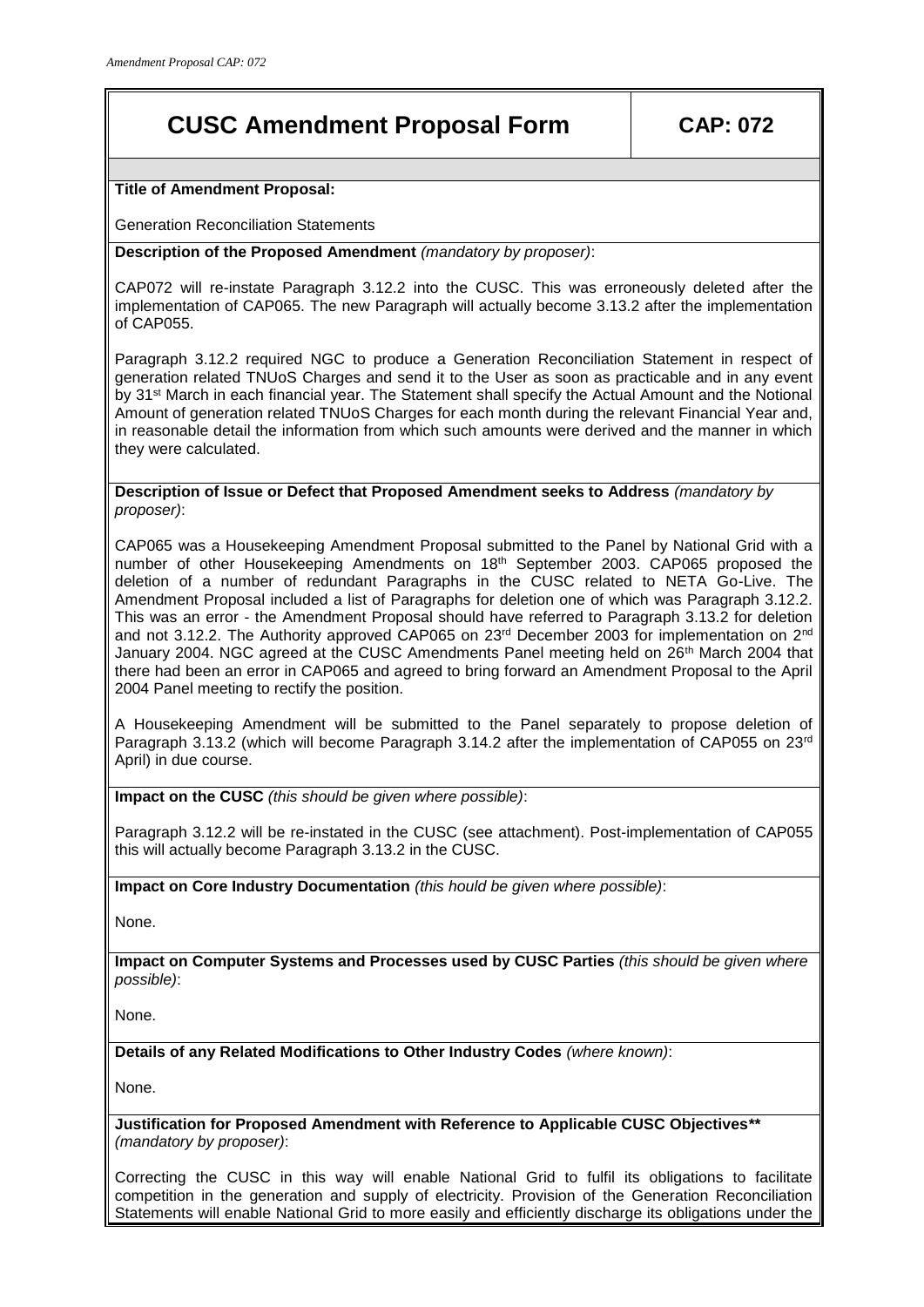# CUSC Amendment Proposal Form

**CAP: 072**

**Title of Amendment Proposal:**

Generation Reconciliation Statements

**Description of the Proposed Amendment** *(mandatory by proposer)*:

CAP072 will re-instate Paragraph 3.12.2 into the CUSC. This was erroneously deleted after the implementation of CAP065. The new Paragraph will actually become 3.13.2 after the implementation of CAP055.

Paragraph 3.12.2 required NGC to produce a Generation Reconciliation Statement in respect of generation related TNUoS Charges and send it to the User as soon as practicable and in any event by 31st March in each financial year. The Statement shall specify the Actual Amount and the Notional Amount of generation related TNUoS Charges for each month during the relevant Financial Year and, in reasonable detail the information from which such amounts were derived and the manner in which they were calculated.

**Description of Issue or Defect that Proposed Amendment seeks to Address** *(mandatory by proposer)*:

CAP065 was a Housekeeping Amendment Proposal submitted to the Panel by National Grid with a number of other Housekeeping Amendments on 18th September 2003. CAP065 proposed the deletion of a number of redundant Paragraphs in the CUSC related to NETA Go-Live. The Amendment Proposal included a list of Paragraphs for deletion one of which was Paragraph 3.12.2. This was an error - the Amendment Proposal should have referred to Paragraph 3.13.2 for deletion and not 3.12.2. The Authority approved CAP065 on 23rd December 2003 for implementation on 2nd January 2004. NGC agreed at the CUSC Amendments Panel meeting held on 26th March 2004 that there had been an error in CAP065 and agreed to bring forward an Amendment Proposal to the April 2004 Panel meeting to rectify the position.

A Housekeeping Amendment will be submitted to the Panel separately to propose deletion of Paragraph 3.13.2 (which will become Paragraph 3.14.2 after the implementation of CAP055 on 23rd April) in due course.

**Impact on the CUSC** *(this should be given where possible)*:

Paragraph 3.12.2 will be re-instated in the CUSC (see attachment). Post-implementation of CAP055 this will actually become Paragraph 3.13.2 in the CUSC.

**Impact on Core Industry Documentation** *(this hould be given where possible)*:

None.

**Impact on Computer Systems and Processes used by CUSC Parties** *(this should be given where possible)*:

None.

**Details of any Related Modifications to Other Industry Codes** *(where known)*:

None.

**Justification for Proposed Amendment with Reference to Applicable CUSC Objectives**** *(mandatory by proposer)*:

Correcting the CUSC in this way will enable National Grid to fulfil its obligations to facilitate competition in the generation and supply of electricity. Provision of the Generation Reconciliation Statements will enable National Grid to more easily and efficiently discharge its obligations under the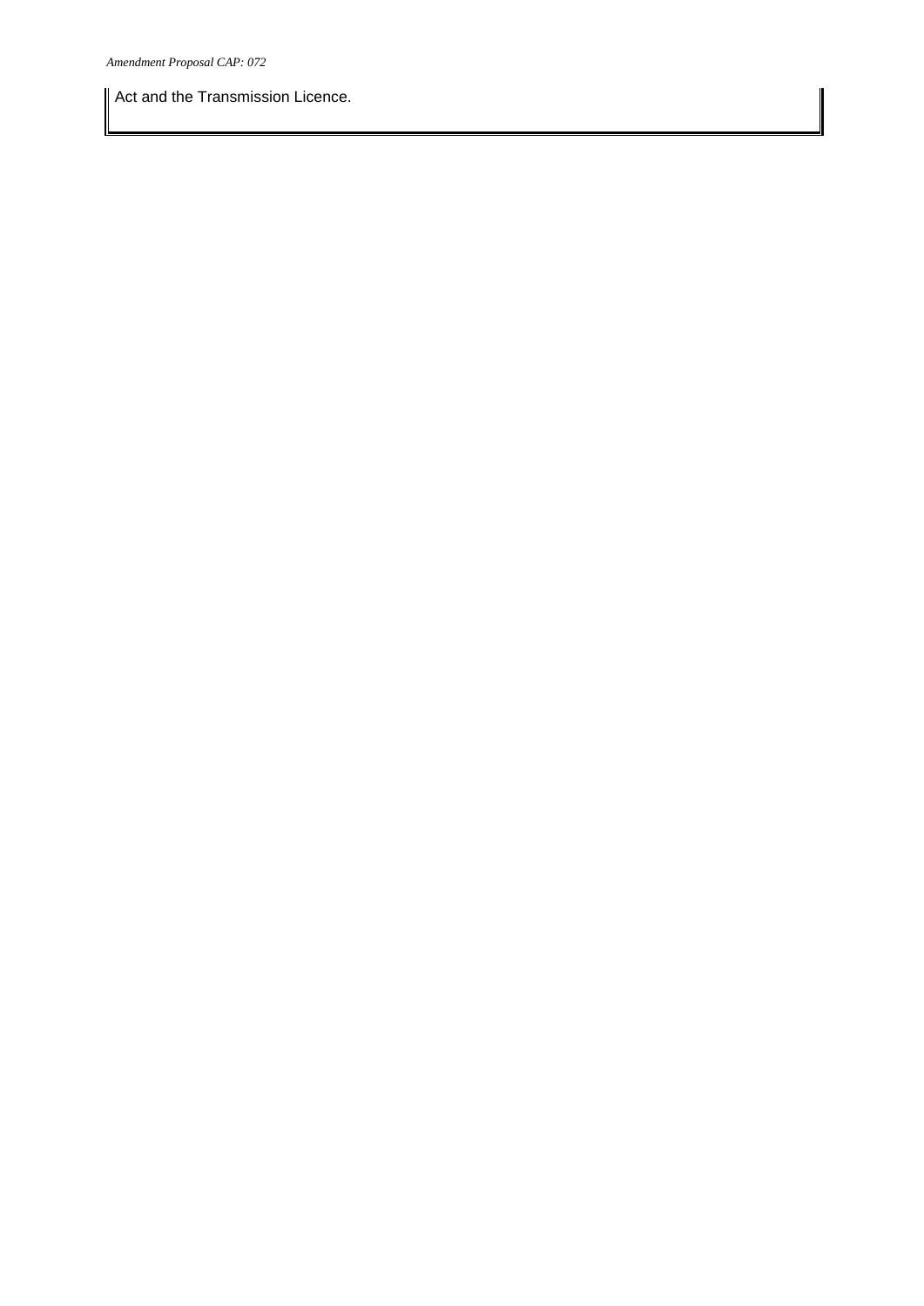Act and the Transmission Licence.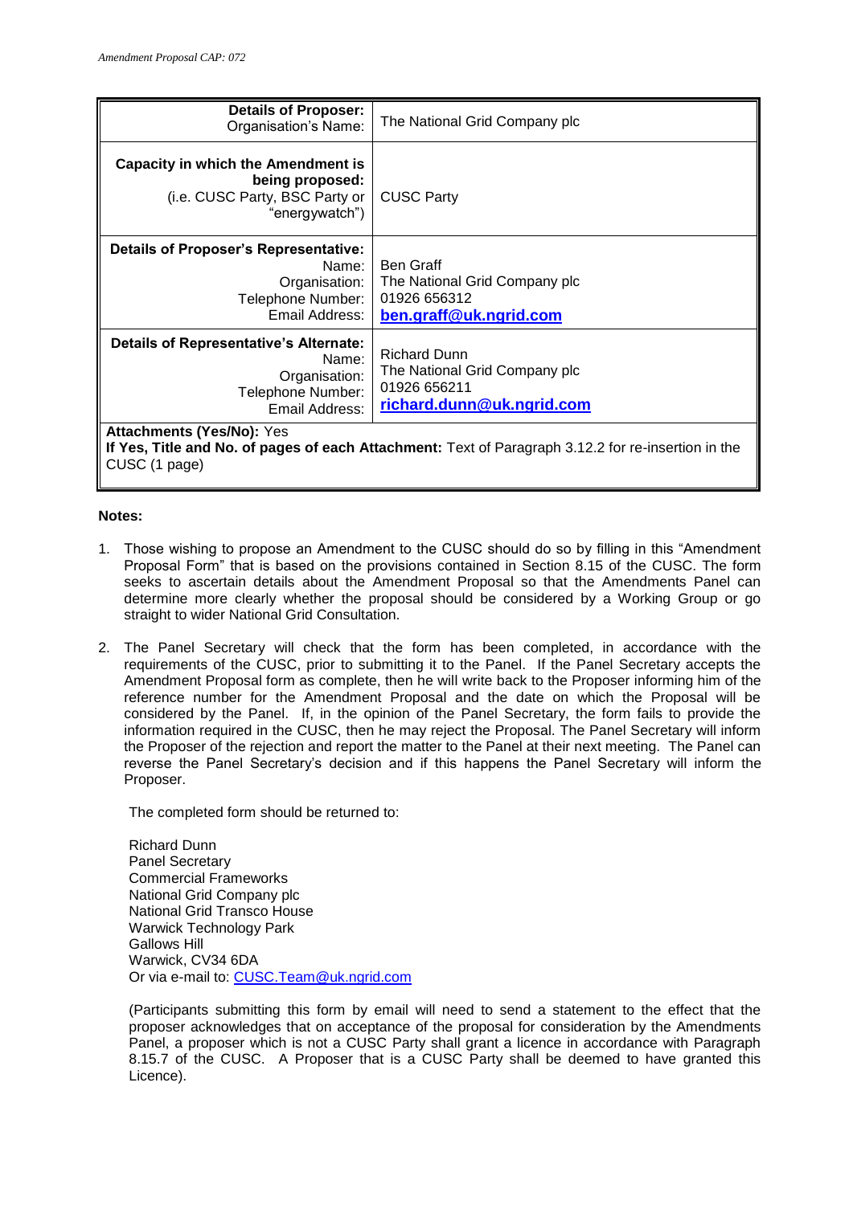| | |
|---|---|
| **Details of Proposer:** Organisation's Name: | The National Grid Company plc |
| **Capacity in which the Amendment is being proposed:** (i.e. CUSC Party, BSC Party or "energywatch") | CUSC Party |
| **Details of Proposer's Representative:** Name: Organisation: Telephone Number: Email Address: | Ben Graff The National Grid Company plc 01926 656312 **ben.graff@uk.ngrid.com** |
| **Details of Representative's Alternate:** Name: Organisation: Telephone Number: Email Address: | Richard Dunn The National Grid Company plc 01926 656211 **richard.dunn@uk.ngrid.com** |
| **Attachments (Yes/No):** Yes **If Yes, Title and No. of pages of each Attachment:** Text of Paragraph 3.12.2 for re-insertion in the CUSC (1 page) | |

**Notes:**

1. Those wishing to propose an Amendment to the CUSC should do so by filling in this "Amendment Proposal Form" that is based on the provisions contained in Section 8.15 of the CUSC. The form seeks to ascertain details about the Amendment Proposal so that the Amendments Panel can determine more clearly whether the proposal should be considered by a Working Group or go straight to wider National Grid Consultation.

2. The Panel Secretary will check that the form has been completed, in accordance with the requirements of the CUSC, prior to submitting it to the Panel. If the Panel Secretary accepts the Amendment Proposal form as complete, then he will write back to the Proposer informing him of the reference number for the Amendment Proposal and the date on which the Proposal will be considered by the Panel. If, in the opinion of the Panel Secretary, the form fails to provide the information required in the CUSC, then he may reject the Proposal. The Panel Secretary will inform the Proposer of the rejection and report the matter to the Panel at their next meeting. The Panel can reverse the Panel Secretary's decision and if this happens the Panel Secretary will inform the Proposer.

   The completed form should be returned to:

   Richard Dunn
   Panel Secretary
   Commercial Frameworks
   National Grid Company plc
   National Grid Transco House
   Warwick Technology Park
   Gallows Hill
   Warwick, CV34 6DA
   Or via e-mail to: CUSC.Team@uk.ngrid.com

   (Participants submitting this form by email will need to send a statement to the effect that the proposer acknowledges that on acceptance of the proposal for consideration by the Amendments Panel, a proposer which is not a CUSC Party shall grant a licence in accordance with Paragraph 8.15.7 of the CUSC. A Proposer that is a CUSC Party shall be deemed to have granted this Licence).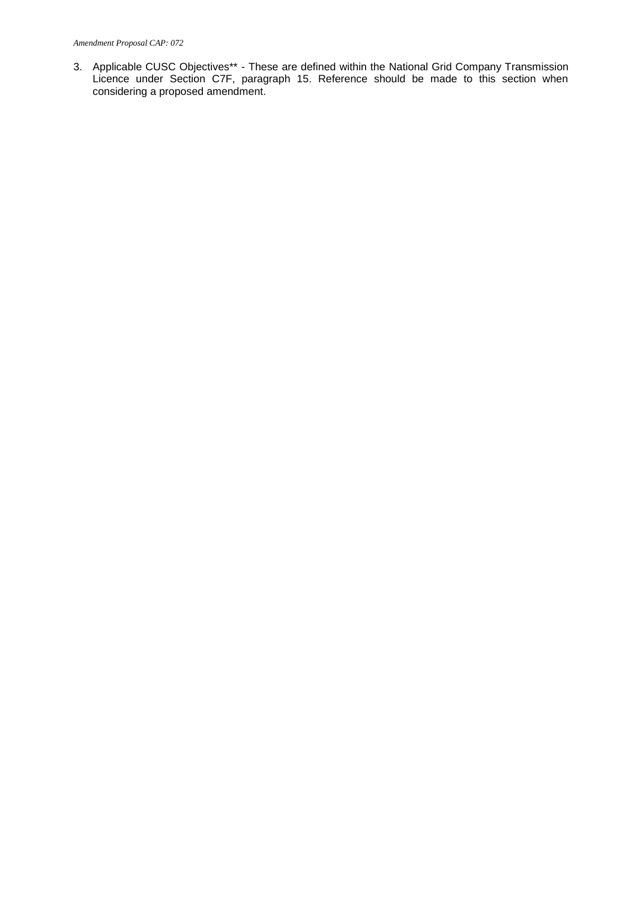3. Applicable CUSC Objectives** - These are defined within the National Grid Company Transmission Licence under Section C7F, paragraph 15. Reference should be made to this section when considering a proposed amendment.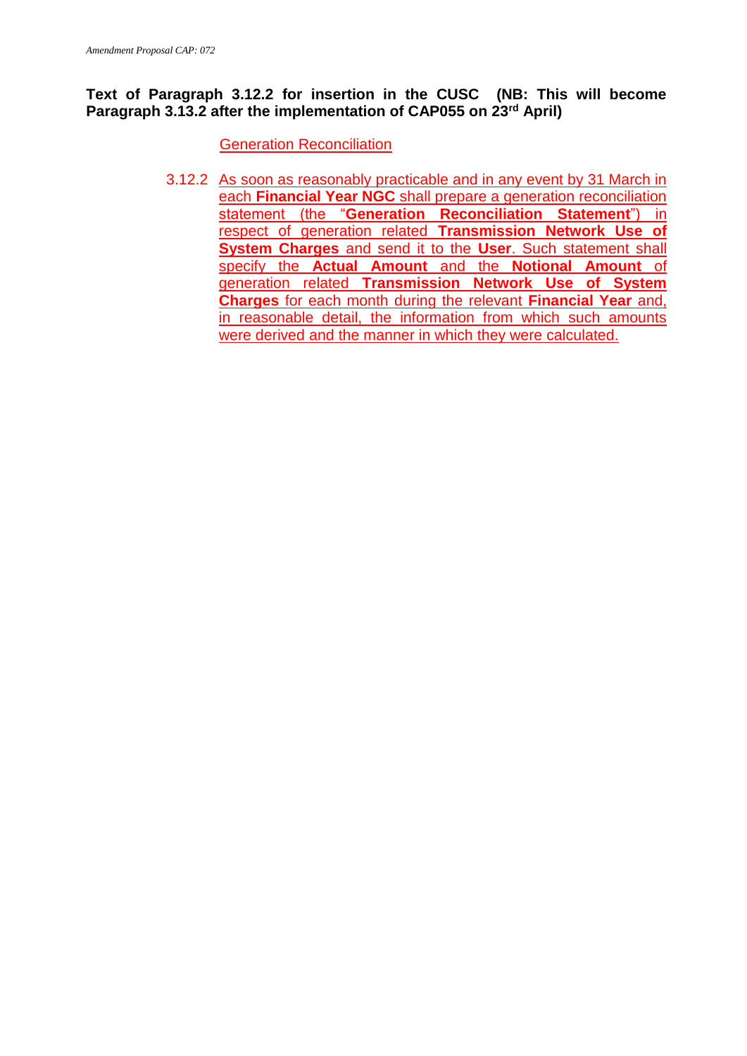**Text of Paragraph 3.12.2 for insertion in the CUSC (NB: This will become Paragraph 3.13.2 after the implementation of CAP055 on 23rd April)**

Generation Reconciliation

3.12.2 As soon as reasonably practicable and in any event by 31 March in each **Financial Year NGC** shall prepare a generation reconciliation statement (the "**Generation Reconciliation Statement**") in respect of generation related **Transmission Network Use of System Charges** and send it to the **User**. Such statement shall specify the **Actual Amount** and the **Notional Amount** of generation related **Transmission Network Use of System Charges** for each month during the relevant **Financial Year** and, in reasonable detail, the information from which such amounts were derived and the manner in which they were calculated.